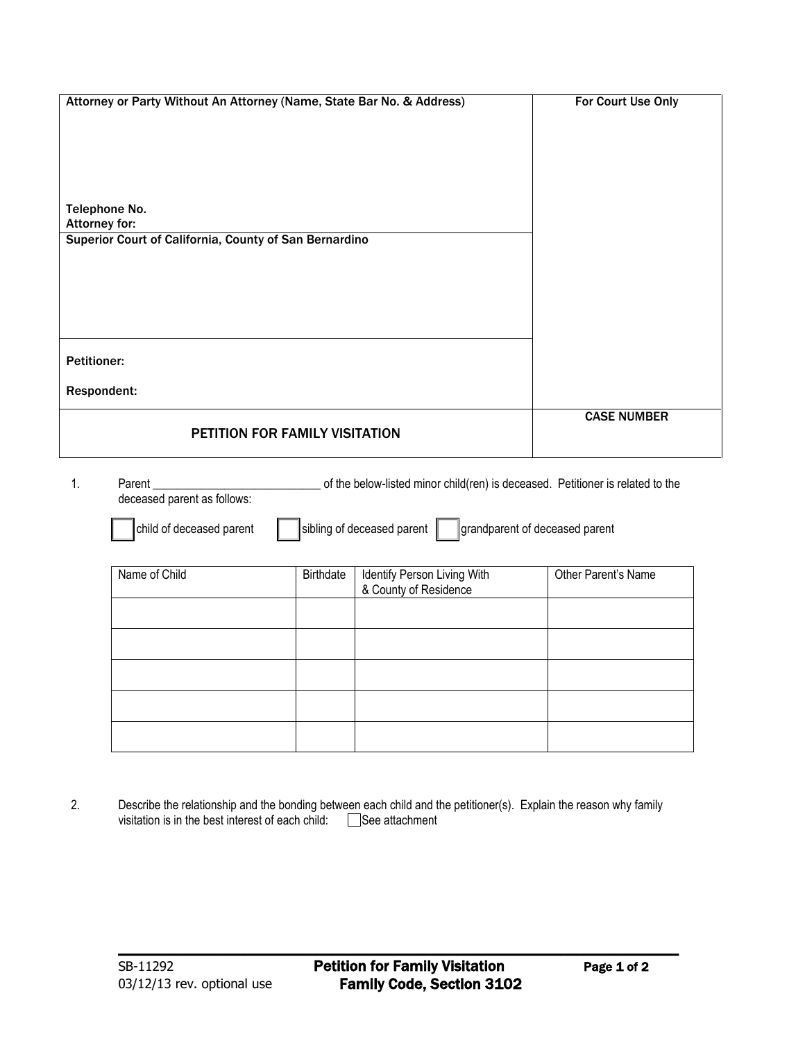| Attorney or Party Without An Attorney (Name, State Bar No. & Address) | For Court Use Only |
| --- | --- |
| <br><br><br>Telephone No.<br>Attorney for: | |
| Superior Court of California, County of San Bernardino | |
| Petitioner:<br><br>Respondent: | |
| PETITION FOR FAMILY VISITATION | CASE NUMBER |

1. Parent ___________________________ of the below-listed minor child(ren) is deceased. Petitioner is related to the deceased parent as follows:

   ☐ child of deceased parent   ☐ sibling of deceased parent   ☐ grandparent of deceased parent

| Name of Child | Birthdate | Identify Person Living With & County of Residence | Other Parent's Name |
| --- | --- | --- | --- |
| | | | |
| | | | |
| | | | |
| | | | |
| | | | |

2. Describe the relationship and the bonding between each child and the petitioner(s). Explain the reason why family visitation is in the best interest of each child: ☐ See attachment

SB-11292
03/12/13 rev. optional use

**Petition for Family Visitation**
**Family Code, Section 3102**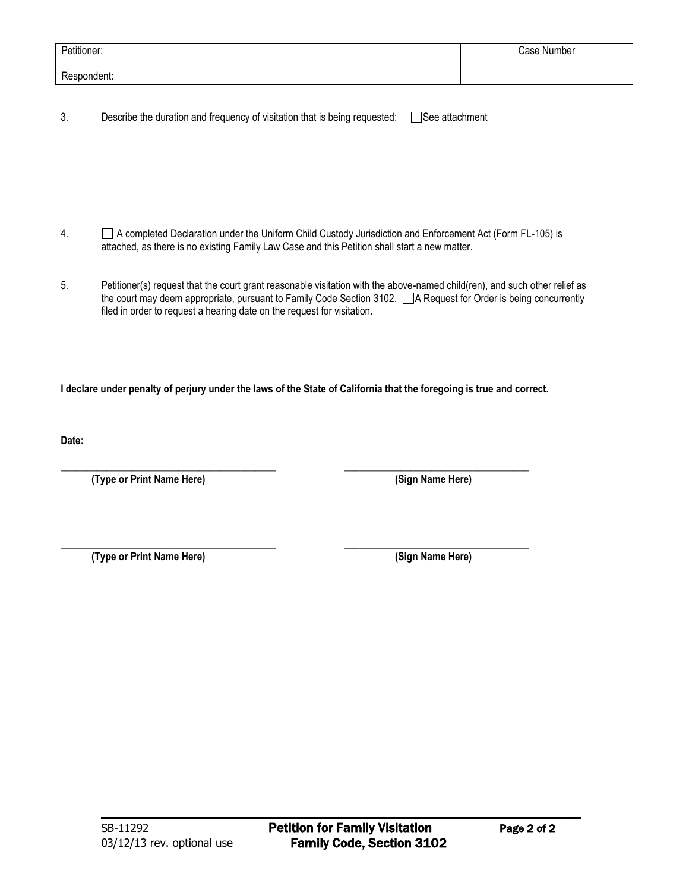| Petitioner: | Case Number |
| --- | --- |
| Respondent: | |

3. Describe the duration and frequency of visitation that is being requested: ☐ See attachment

4. ☐ A completed Declaration under the Uniform Child Custody Jurisdiction and Enforcement Act (Form FL-105) is attached, as there is no existing Family Law Case and this Petition shall start a new matter.

5. Petitioner(s) request that the court grant reasonable visitation with the above-named child(ren), and such other relief as the court may deem appropriate, pursuant to Family Code Section 3102. ☐ A Request for Order is being concurrently filed in order to request a hearing date on the request for visitation.

**I declare under penalty of perjury under the laws of the State of California that the foregoing is true and correct.**

**Date:**

\_\_\_\_\_\_\_\_\_\_\_\_\_\_\_\_\_\_\_\_\_\_\_\_\_\_\_\_\_\_\_\_\_\_\_\_\_\_\_\_ \_\_\_\_\_\_\_\_\_\_\_\_\_\_\_\_\_\_\_\_\_\_\_\_\_\_\_\_\_\_\_\_\_\_\_\_\_\_\_\_
**(Type or Print Name Here)** **(Sign Name Here)**

\_\_\_\_\_\_\_\_\_\_\_\_\_\_\_\_\_\_\_\_\_\_\_\_\_\_\_\_\_\_\_\_\_\_\_\_\_\_\_\_ \_\_\_\_\_\_\_\_\_\_\_\_\_\_\_\_\_\_\_\_\_\_\_\_\_\_\_\_\_\_\_\_\_\_\_\_\_\_\_\_
**(Type or Print Name Here)** **(Sign Name Here)**

SB-11292
03/12/13 rev. optional use

**Petition for Family Visitation**
**Family Code, Section 3102**